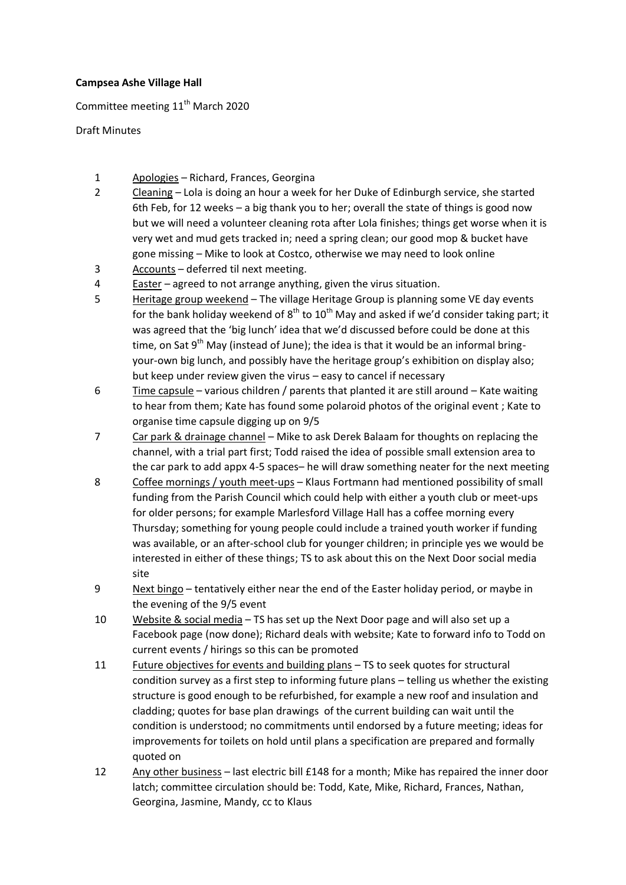**Campsea Ashe Village Hall**

Committee meeting 11th March 2020

Draft Minutes

1 Apologies – Richard, Frances, Georgina

2 Cleaning – Lola is doing an hour a week for her Duke of Edinburgh service, she started 6th Feb, for 12 weeks – a big thank you to her; overall the state of things is good now but we will need a volunteer cleaning rota after Lola finishes; things get worse when it is very wet and mud gets tracked in; need a spring clean; our good mop & bucket have gone missing – Mike to look at Costco, otherwise we may need to look online

3 Accounts – deferred til next meeting.

4 Easter – agreed to not arrange anything, given the virus situation.

5 Heritage group weekend – The village Heritage Group is planning some VE day events for the bank holiday weekend of 8th to 10th May and asked if we'd consider taking part; it was agreed that the 'big lunch' idea that we'd discussed before could be done at this time, on Sat 9th May (instead of June); the idea is that it would be an informal bring-your-own big lunch, and possibly have the heritage group's exhibition on display also; but keep under review given the virus – easy to cancel if necessary

6 Time capsule – various children / parents that planted it are still around – Kate waiting to hear from them; Kate has found some polaroid photos of the original event ; Kate to organise time capsule digging up on 9/5

7 Car park & drainage channel – Mike to ask Derek Balaam for thoughts on replacing the channel, with a trial part first; Todd raised the idea of possible small extension area to the car park to add appx 4-5 spaces– he will draw something neater for the next meeting

8 Coffee mornings / youth meet-ups – Klaus Fortmann had mentioned possibility of small funding from the Parish Council which could help with either a youth club or meet-ups for older persons; for example Marlesford Village Hall has a coffee morning every Thursday; something for young people could include a trained youth worker if funding was available, or an after-school club for younger children; in principle yes we would be interested in either of these things; TS to ask about this on the Next Door social media site

9 Next bingo – tentatively either near the end of the Easter holiday period, or maybe in the evening of the 9/5 event

10 Website & social media – TS has set up the Next Door page and will also set up a Facebook page (now done); Richard deals with website; Kate to forward info to Todd on current events / hirings so this can be promoted

11 Future objectives for events and building plans – TS to seek quotes for structural condition survey as a first step to informing future plans – telling us whether the existing structure is good enough to be refurbished, for example a new roof and insulation and cladding; quotes for base plan drawings of the current building can wait until the condition is understood; no commitments until endorsed by a future meeting; ideas for improvements for toilets on hold until plans a specification are prepared and formally quoted on

12 Any other business – last electric bill £148 for a month; Mike has repaired the inner door latch; committee circulation should be: Todd, Kate, Mike, Richard, Frances, Nathan, Georgina, Jasmine, Mandy, cc to Klaus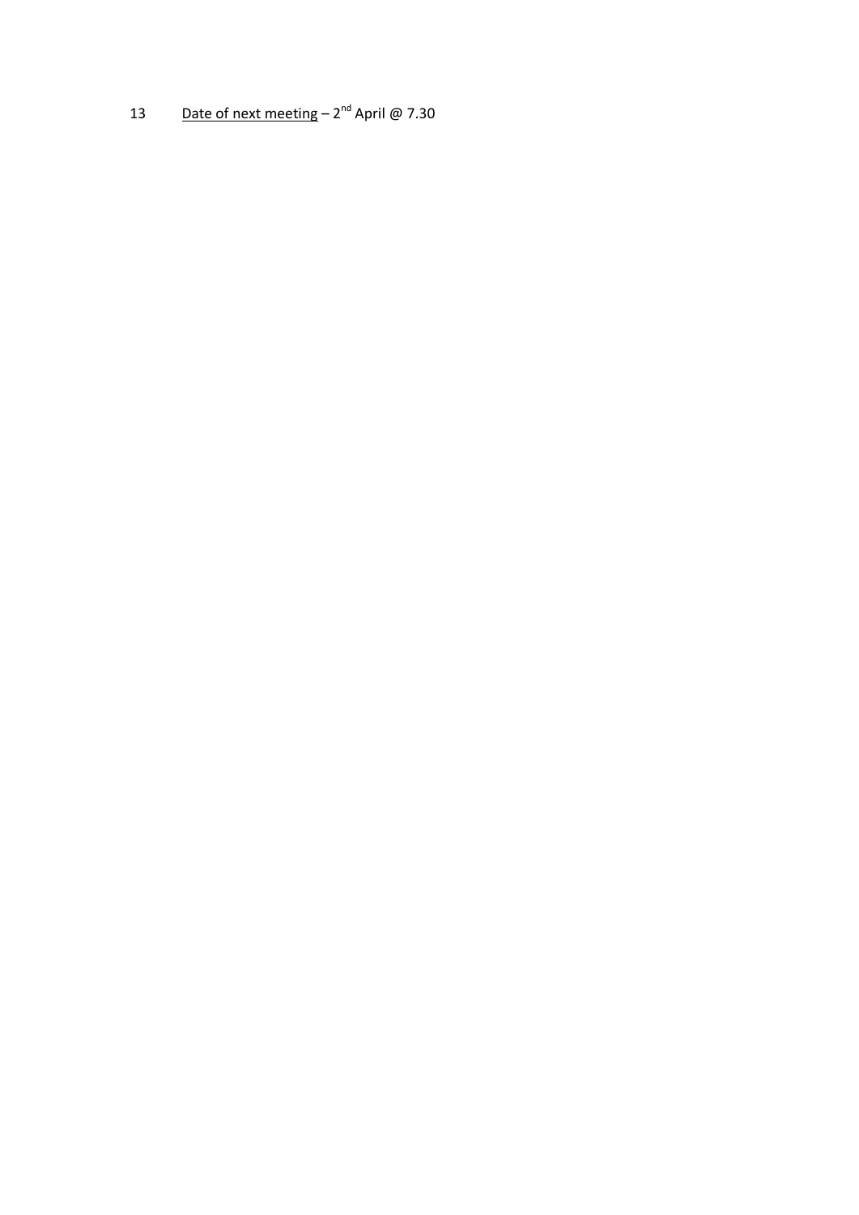13 Date of next meeting – 2nd April @ 7.30